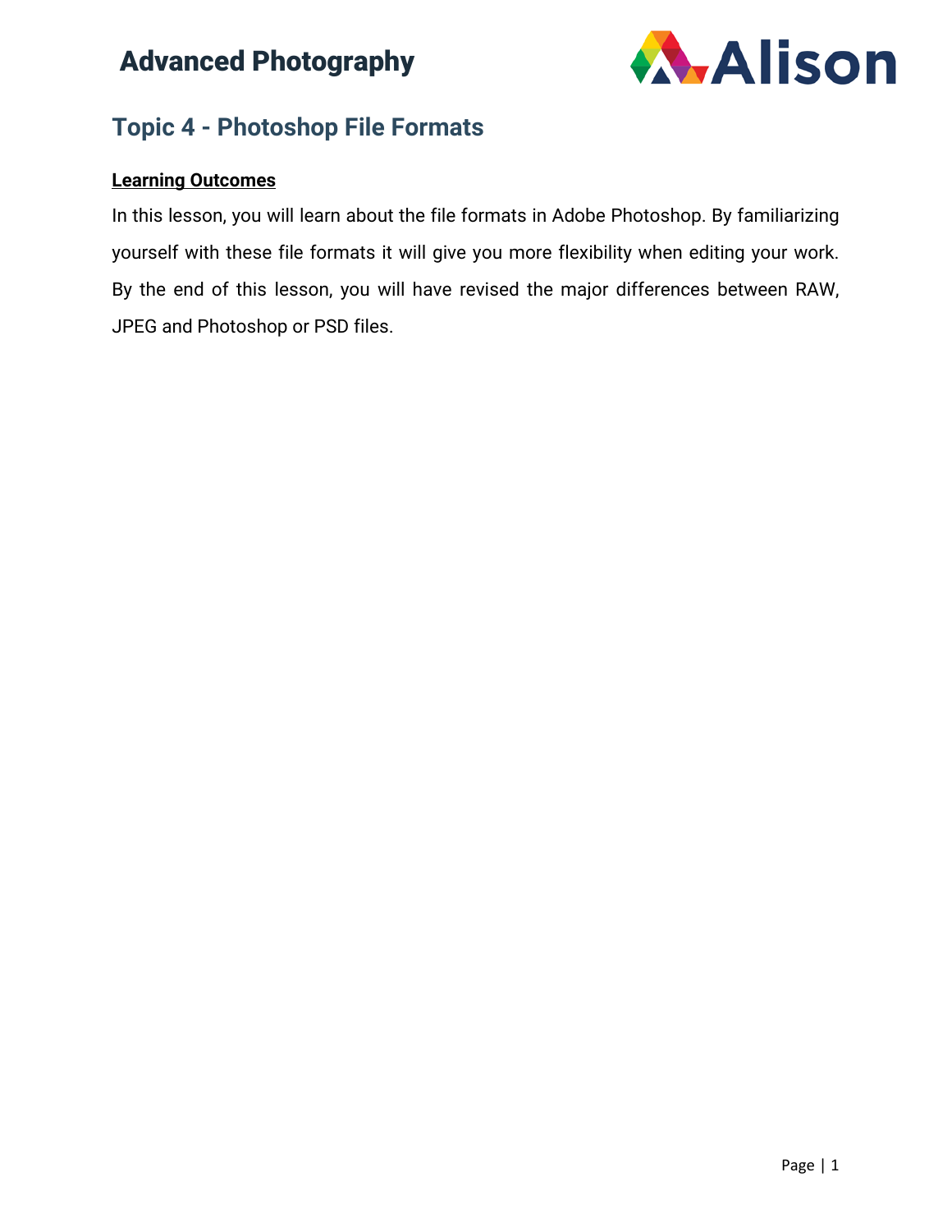# Advanced Photography

## Topic 4 - Photoshop File Formats

**Learning Outcomes**

In this lesson, you will learn about the file formats in Adobe Photoshop. By familiarizing yourself with these file formats it will give you more flexibility when editing your work. By the end of this lesson, you will have revised the major differences between RAW, JPEG and Photoshop or PSD files.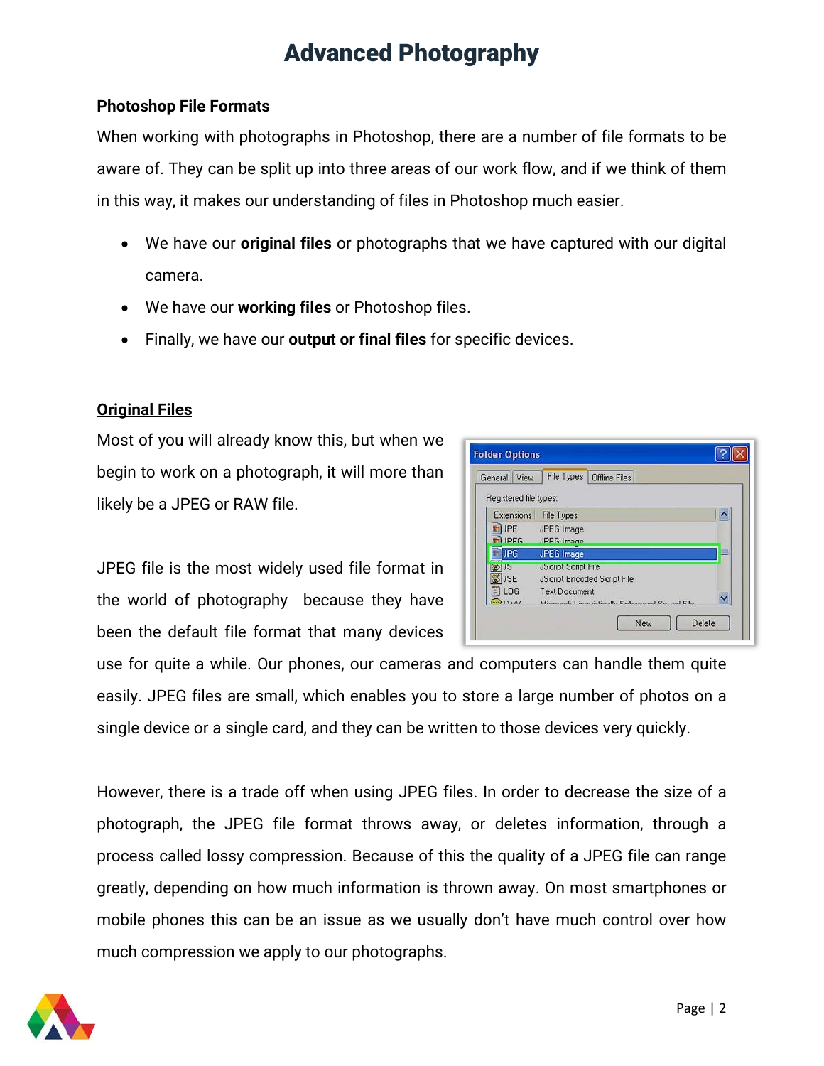# Advanced Photography

## Photoshop File Formats

When working with photographs in Photoshop, there are a number of file formats to be aware of. They can be split up into three areas of our work flow, and if we think of them in this way, it makes our understanding of files in Photoshop much easier.

- We have our **original files** or photographs that we have captured with our digital camera.
- We have our **working files** or Photoshop files.
- Finally, we have our **output or final files** for specific devices.

## Original Files

Most of you will already know this, but when we begin to work on a photograph, it will more than likely be a JPEG or RAW file.

JPEG file is the most widely used file format in the world of photography because they have been the default file format that many devices use for quite a while. Our phones, our cameras and computers can handle them quite easily. JPEG files are small, which enables you to store a large number of photos on a single device or a single card, and they can be written to those devices very quickly.

However, there is a trade off when using JPEG files. In order to decrease the size of a photograph, the JPEG file format throws away, or deletes information, through a process called lossy compression. Because of this the quality of a JPEG file can range greatly, depending on how much information is thrown away. On most smartphones or mobile phones this can be an issue as we usually don't have much control over how much compression we apply to our photographs.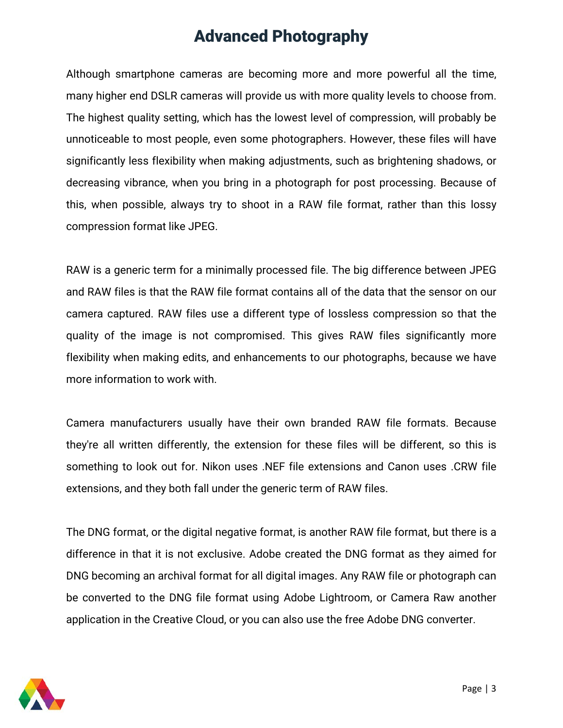# Advanced Photography

Although smartphone cameras are becoming more and more powerful all the time, many higher end DSLR cameras will provide us with more quality levels to choose from. The highest quality setting, which has the lowest level of compression, will probably be unnoticeable to most people, even some photographers. However, these files will have significantly less flexibility when making adjustments, such as brightening shadows, or decreasing vibrance, when you bring in a photograph for post processing. Because of this, when possible, always try to shoot in a RAW file format, rather than this lossy compression format like JPEG.

RAW is a generic term for a minimally processed file. The big difference between JPEG and RAW files is that the RAW file format contains all of the data that the sensor on our camera captured. RAW files use a different type of lossless compression so that the quality of the image is not compromised. This gives RAW files significantly more flexibility when making edits, and enhancements to our photographs, because we have more information to work with.

Camera manufacturers usually have their own branded RAW file formats. Because they're all written differently, the extension for these files will be different, so this is something to look out for. Nikon uses .NEF file extensions and Canon uses .CRW file extensions, and they both fall under the generic term of RAW files.

The DNG format, or the digital negative format, is another RAW file format, but there is a difference in that it is not exclusive. Adobe created the DNG format as they aimed for DNG becoming an archival format for all digital images. Any RAW file or photograph can be converted to the DNG file format using Adobe Lightroom, or Camera Raw another application in the Creative Cloud, or you can also use the free Adobe DNG converter.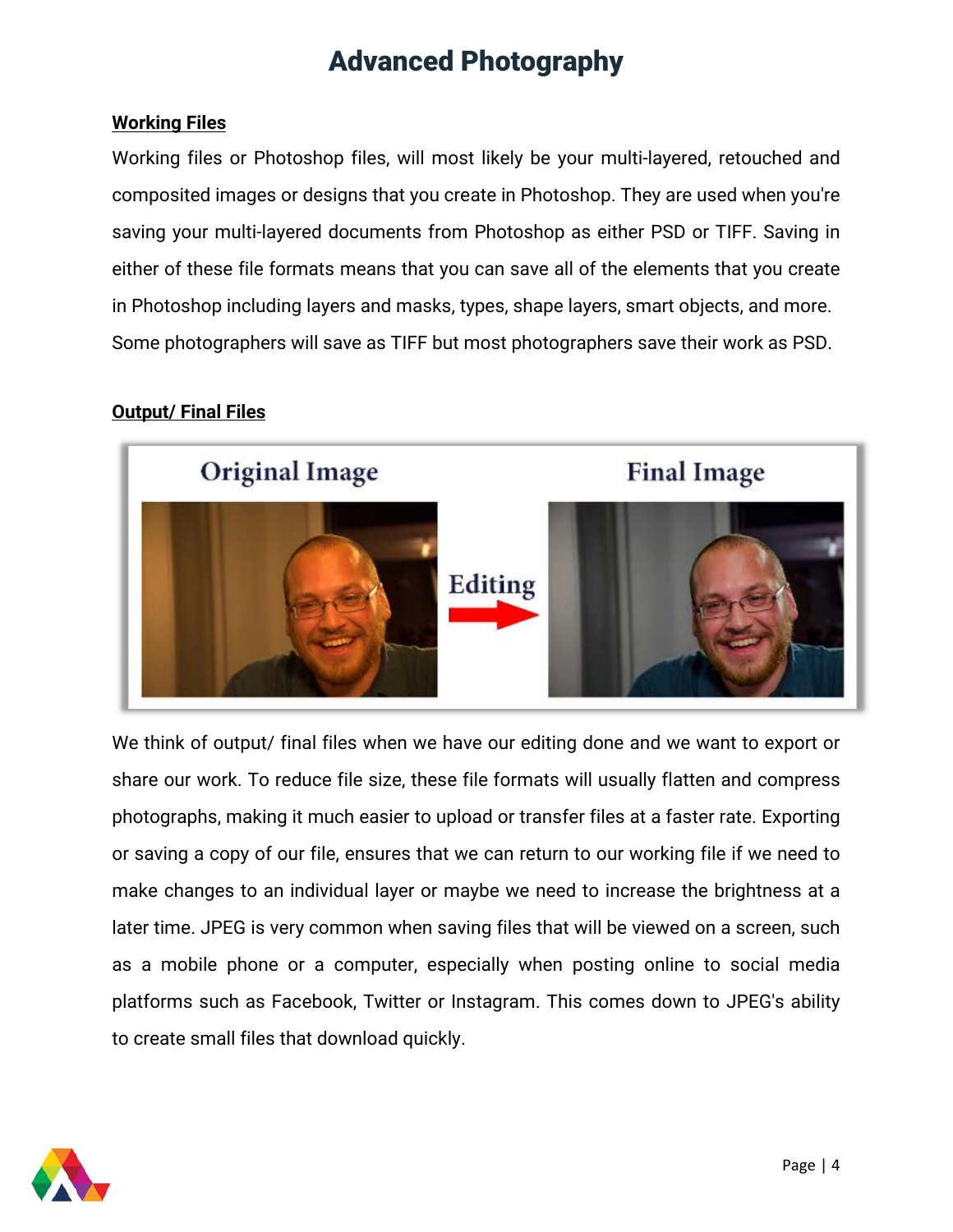# Advanced Photography

**Working Files**

Working files or Photoshop files, will most likely be your multi-layered, retouched and composited images or designs that you create in Photoshop. They are used when you're saving your multi-layered documents from Photoshop as either PSD or TIFF. Saving in either of these file formats means that you can save all of the elements that you create in Photoshop including layers and masks, types, shape layers, smart objects, and more. Some photographers will save as TIFF but most photographers save their work as PSD.

**Output/ Final Files**

We think of output/ final files when we have our editing done and we want to export or share our work. To reduce file size, these file formats will usually flatten and compress photographs, making it much easier to upload or transfer files at a faster rate. Exporting or saving a copy of our file, ensures that we can return to our working file if we need to make changes to an individual layer or maybe we need to increase the brightness at a later time. JPEG is very common when saving files that will be viewed on a screen, such as a mobile phone or a computer, especially when posting online to social media platforms such as Facebook, Twitter or Instagram. This comes down to JPEG's ability to create small files that download quickly.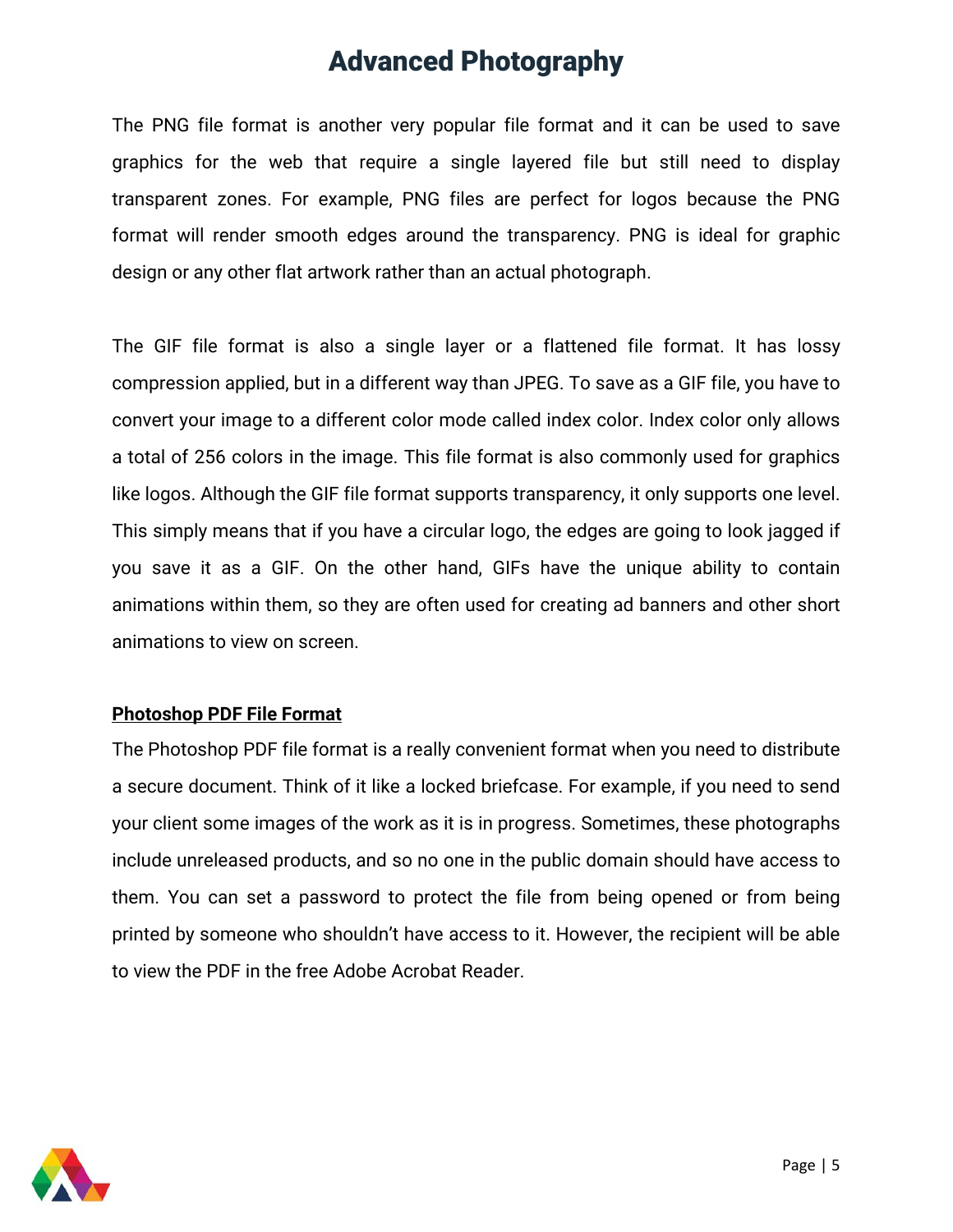The PNG file format is another very popular file format and it can be used to save graphics for the web that require a single layered file but still need to display transparent zones. For example, PNG files are perfect for logos because the PNG format will render smooth edges around the transparency. PNG is ideal for graphic design or any other flat artwork rather than an actual photograph.

The GIF file format is also a single layer or a flattened file format. It has lossy compression applied, but in a different way than JPEG. To save as a GIF file, you have to convert your image to a different color mode called index color. Index color only allows a total of 256 colors in the image. This file format is also commonly used for graphics like logos. Although the GIF file format supports transparency, it only supports one level. This simply means that if you have a circular logo, the edges are going to look jagged if you save it as a GIF. On the other hand, GIFs have the unique ability to contain animations within them, so they are often used for creating ad banners and other short animations to view on screen.

## Photoshop PDF File Format

The Photoshop PDF file format is a really convenient format when you need to distribute a secure document. Think of it like a locked briefcase. For example, if you need to send your client some images of the work as it is in progress. Sometimes, these photographs include unreleased products, and so no one in the public domain should have access to them. You can set a password to protect the file from being opened or from being printed by someone who shouldn't have access to it. However, the recipient will be able to view the PDF in the free Adobe Acrobat Reader.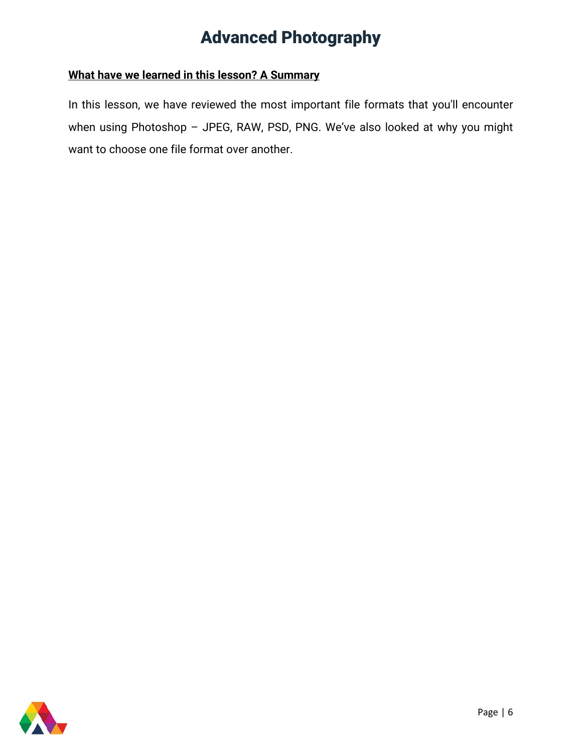**What have we learned in this lesson? A Summary**

In this lesson, we have reviewed the most important file formats that you'll encounter when using Photoshop – JPEG, RAW, PSD, PNG. We've also looked at why you might want to choose one file format over another.